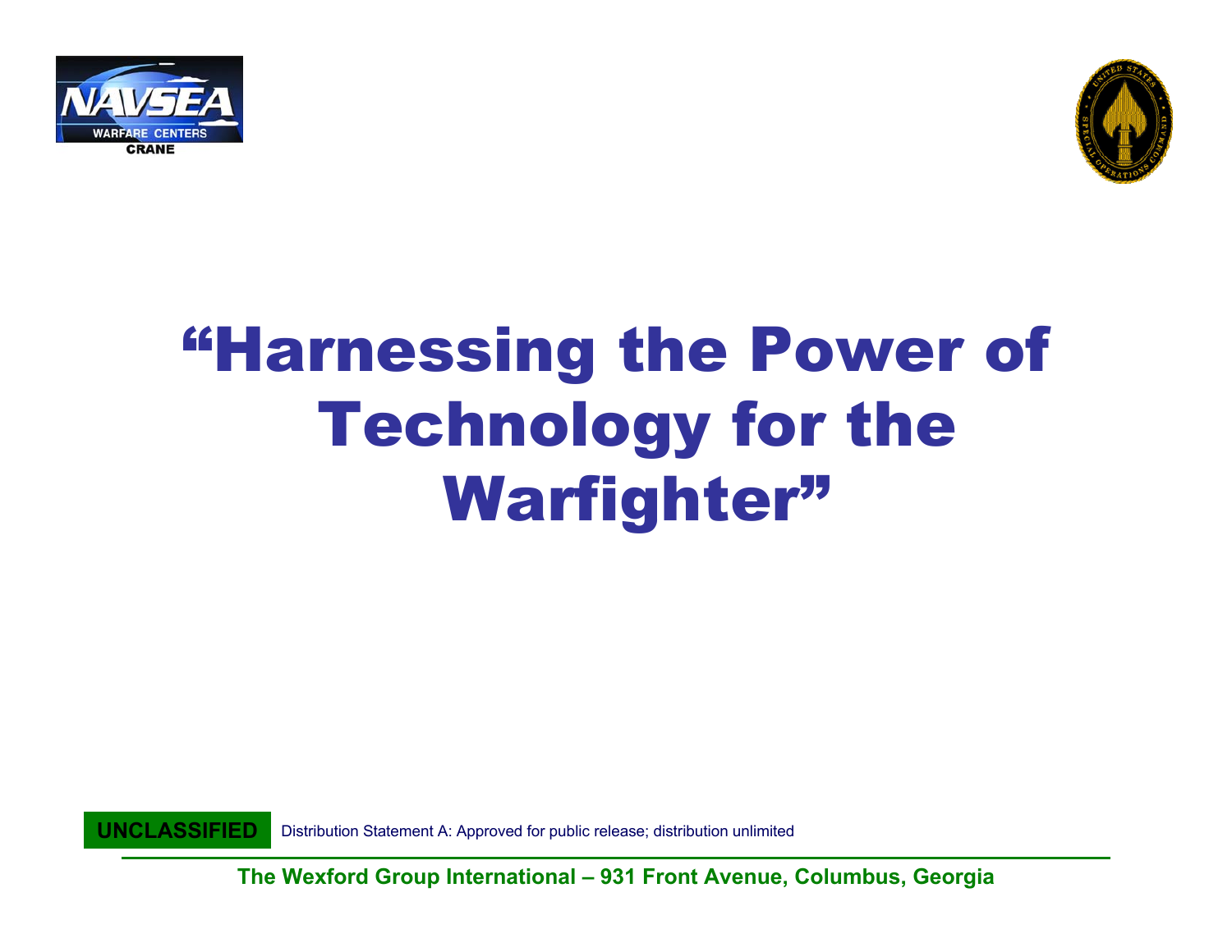NAVSEA WARFARE CENTERS CRANE

# "Harnessing the Power of Technology for the Warfighter"

**UNCLASSIFIED** Distribution Statement A: Approved for public release; distribution unlimited

**The Wexford Group International – 931 Front Avenue, Columbus, Georgia**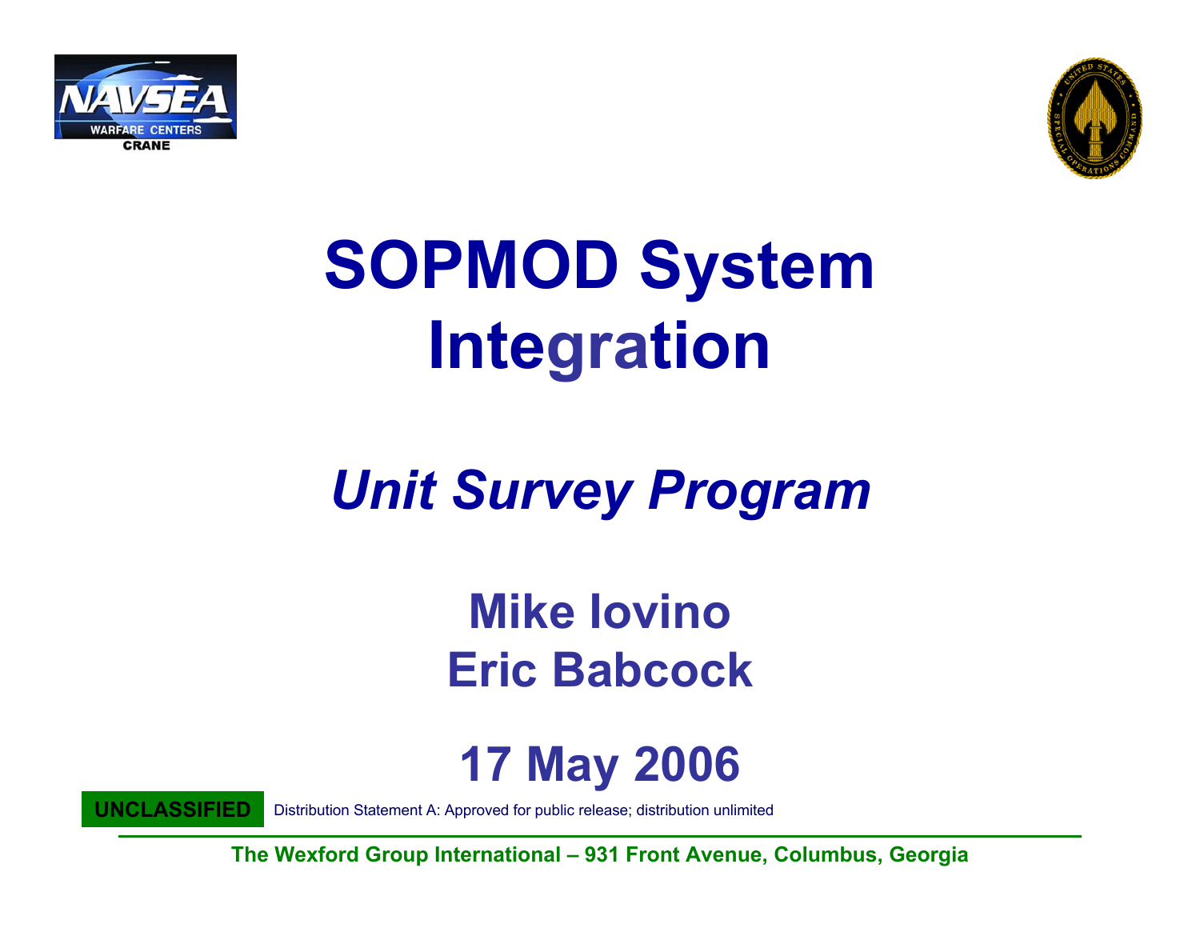NAVSEA WARFARE CENTERS CRANE

# SOPMOD System Integration

## *Unit Survey Program*

**Mike Iovino**
**Eric Babcock**

**17 May 2006**

**UNCLASSIFIED** Distribution Statement A: Approved for public release; distribution unlimited

**The Wexford Group International – 931 Front Avenue, Columbus, Georgia**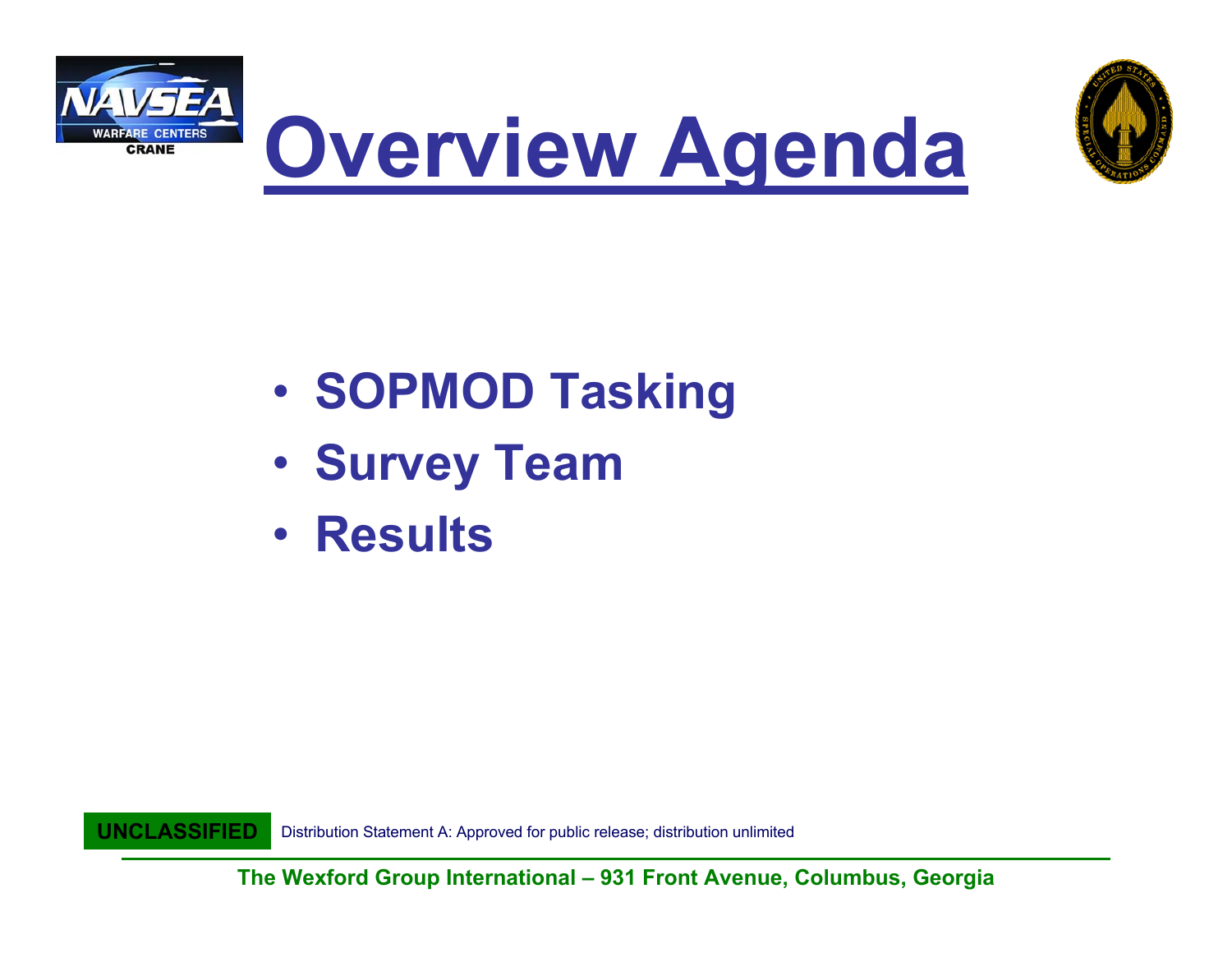# Overview Agenda

- **SOPMOD Tasking**
- **Survey Team**
- **Results**

**UNCLASSIFIED** Distribution Statement A: Approved for public release; distribution unlimited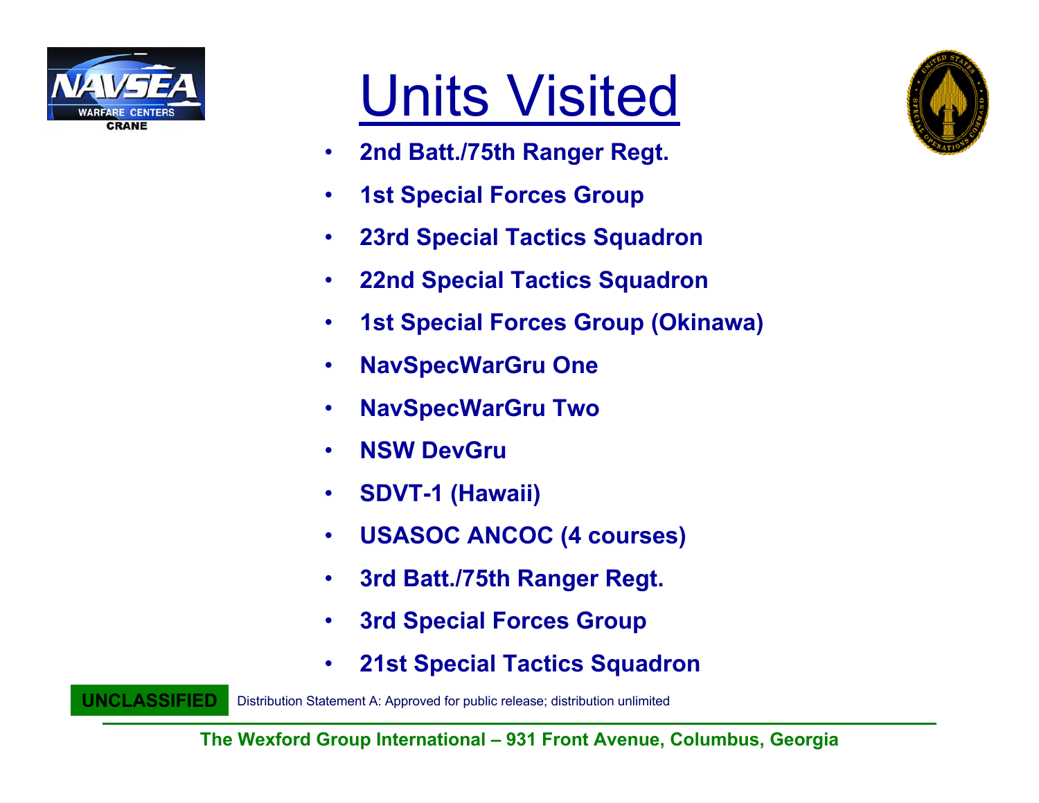# Units Visited

- 2nd Batt./75th Ranger Regt.
- 1st Special Forces Group
- 23rd Special Tactics Squadron
- 22nd Special Tactics Squadron
- 1st Special Forces Group (Okinawa)
- NavSpecWarGru One
- NavSpecWarGru Two
- NSW DevGru
- SDVT-1 (Hawaii)
- USASOC ANCOC (4 courses)
- 3rd Batt./75th Ranger Regt.
- 3rd Special Forces Group
- 21st Special Tactics Squadron

**UNCLASSIFIED** Distribution Statement A: Approved for public release; distribution unlimited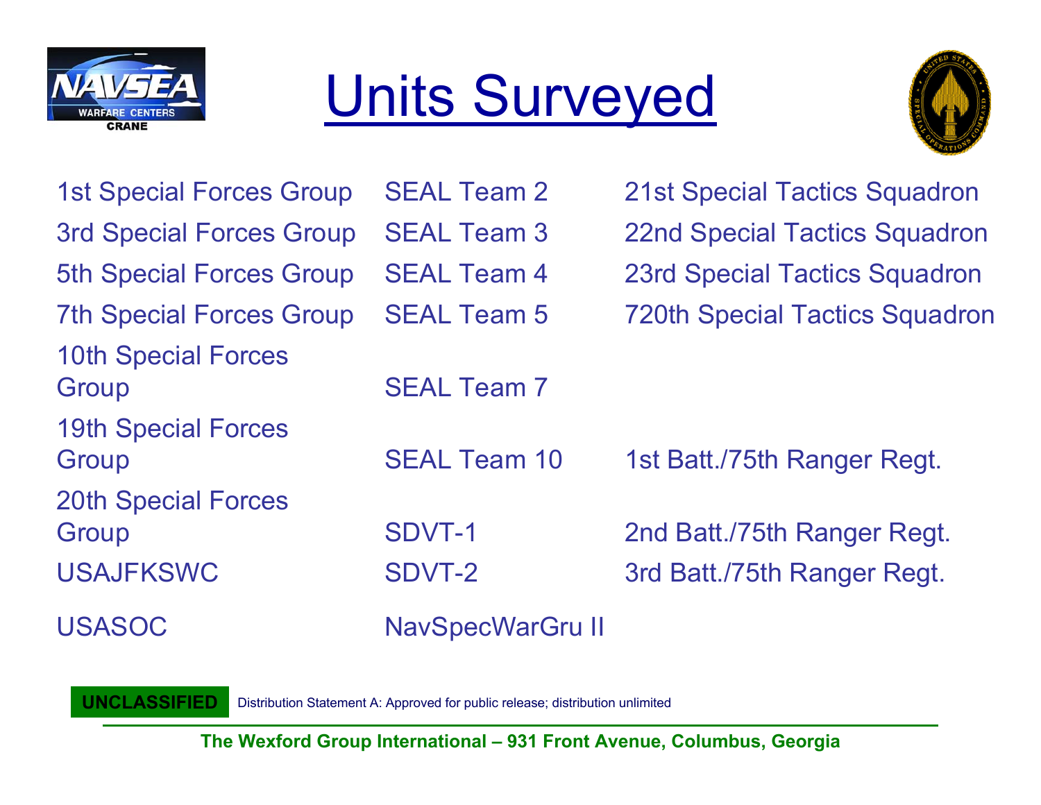# Units Surveyed

| | | |
|---|---|---|
| 1st Special Forces Group | SEAL Team 2 | 21st Special Tactics Squadron |
| 3rd Special Forces Group | SEAL Team 3 | 22nd Special Tactics Squadron |
| 5th Special Forces Group | SEAL Team 4 | 23rd Special Tactics Squadron |
| 7th Special Forces Group | SEAL Team 5 | 720th Special Tactics Squadron |
| 10th Special Forces Group | SEAL Team 7 | |
| 19th Special Forces Group | SEAL Team 10 | 1st Batt./75th Ranger Regt. |
| 20th Special Forces Group | SDVT-1 | 2nd Batt./75th Ranger Regt. |
| USAJFKSWC | SDVT-2 | 3rd Batt./75th Ranger Regt. |
| USASOC | NavSpecWarGru II | |

**UNCLASSIFIED** Distribution Statement A: Approved for public release; distribution unlimited

**The Wexford Group International – 931 Front Avenue, Columbus, Georgia**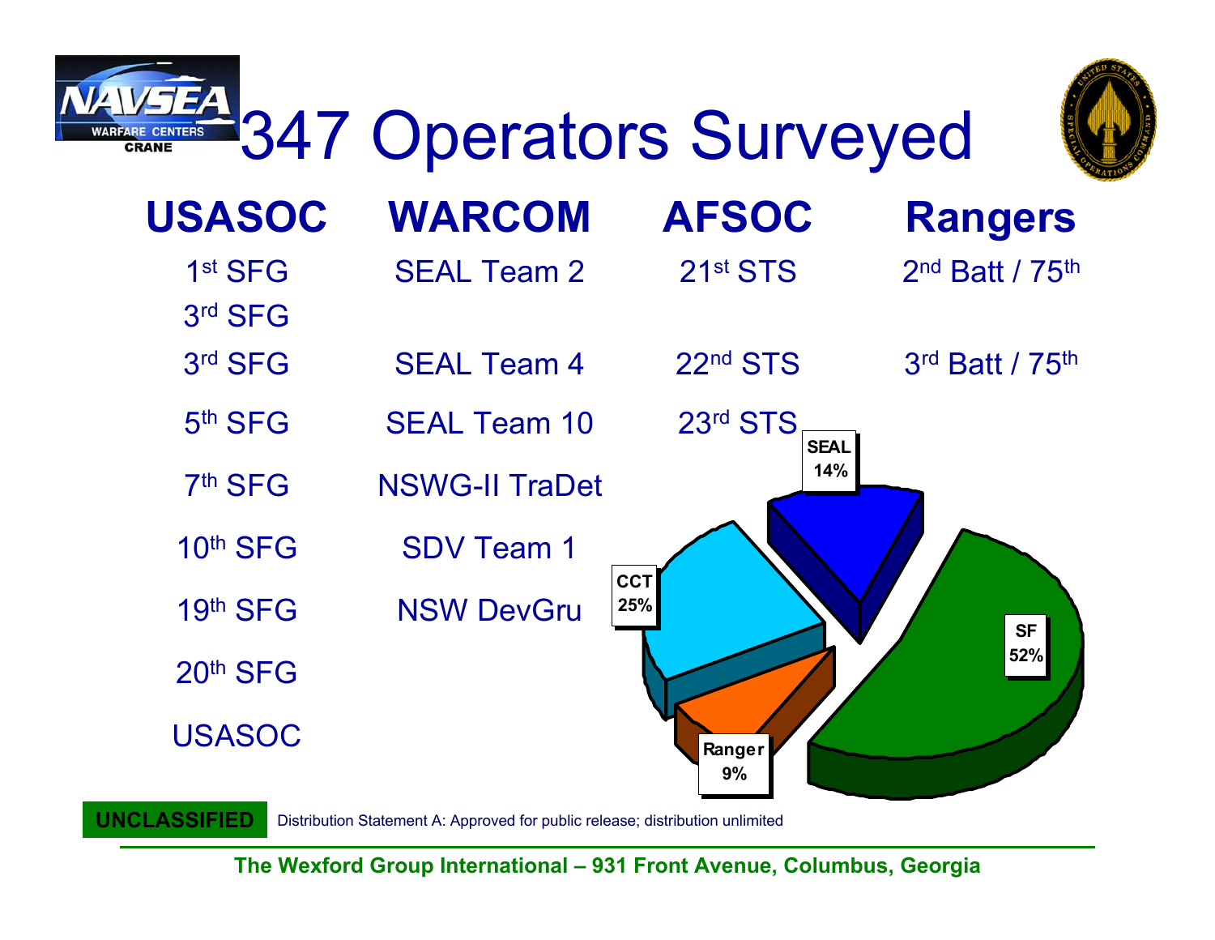# 347 Operators Surveyed

| USASOC | WARCOM | AFSOC | Rangers |
|---|---|---|---|
| 1st SFG | SEAL Team 2 | 21st STS | 2nd Batt / 75th |
| 3rd SFG | | | |
| 3rd SFG | SEAL Team 4 | 22nd STS | 3rd Batt / 75th |
| 5th SFG | SEAL Team 10 | 23rd STS | |
| 7th SFG | NSWG-II TraDet | | |
| 10th SFG | SDV Team 1 | | |
| 19th SFG | NSW DevGru | | |
| 20th SFG | | | |
| USASOC | | | |

SEAL 14%

CCT 25%

SF 52%

Ranger 9%

**UNCLASSIFIED** Distribution Statement A: Approved for public release; distribution unlimited

**The Wexford Group International – 931 Front Avenue, Columbus, Georgia**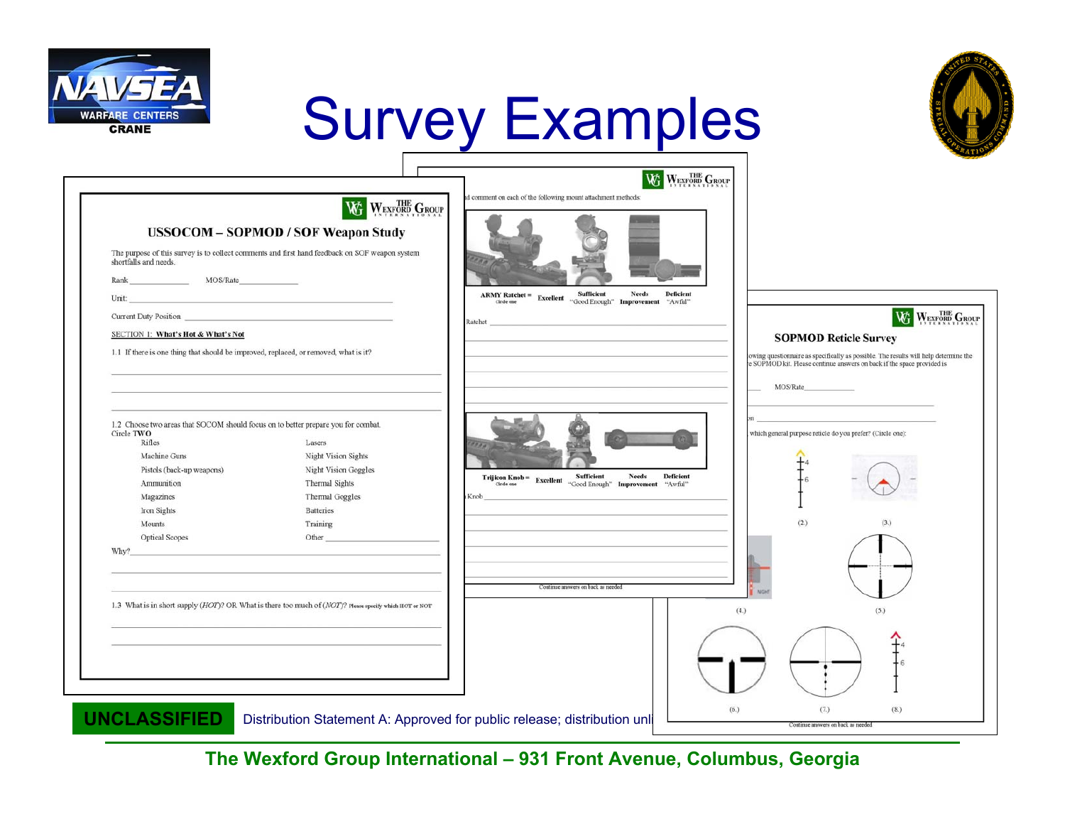# Survey Examples

**THE WEXFORD GROUP INTERNATIONAL**

## USSOCOM – SOPMOD / SOF Weapon Study

The purpose of this survey is to collect comments and first hand feedback on SOF weapon system shortfalls and needs.

Rank ______________ MOS/Rate______________

Unit: ____________________________________________

Current Duty Position ______________________________

SECTION 1: **What's Hot & What's Not**

1.1 If there is one thing that should be improved, replaced, or removed, what is it?

1.2 Choose two areas that SOCOM should focus on to better prepare you for combat.
Circle TWO

| | |
|---|---|
| Rifles | Lasers |
| Machine Guns | Night Vision Sights |
| Pistols (back-up weapons) | Night Vision Goggles |
| Ammunition | Thermal Sights |
| Magazines | Thermal Goggles |
| Iron Sights | Batteries |
| Mounts | Training |
| Optical Scopes | Other ____________ |

Why?______________________________________________

1.3 What is in short supply (*HOT*)? OR What is there too much of (*NOT*)? Please specify which HOT or NOT

---

**THE WEXFORD GROUP INTERNATIONAL**

...d comment on each of the following mount attachment methods:

| ARMY Ratchet = (Circle one) | Excellent | Sufficient "Good Enough" | Needs Improvement | Deficient "Awful" |
|---|---|---|---|---|

Ratchet ____________________________________________

| Trijicon Knob = (Circle one) | Excellent | Sufficient "Good Enough" | Needs Improvement | Deficient "Awful" |
|---|---|---|---|---|

Knob ______________________________________________

Continue answers on back as needed

---

**THE WEXFORD GROUP INTERNATIONAL**

## SOPMOD Reticle Survey

...owing questionnaire as specifically as possible. The results will help determine the ...e SOPMOD kit. Please continue answers on back if the space provided is

MOS/Rate____________

...which general purpose reticle do you prefer? (Circle one):

(2.) (3.) (4.) (5.) (6.) (7.) (8.)

Continue answers on back as needed

---

**UNCLASSIFIED** Distribution Statement A: Approved for public release; distribution unl...

**The Wexford Group International – 931 Front Avenue, Columbus, Georgia**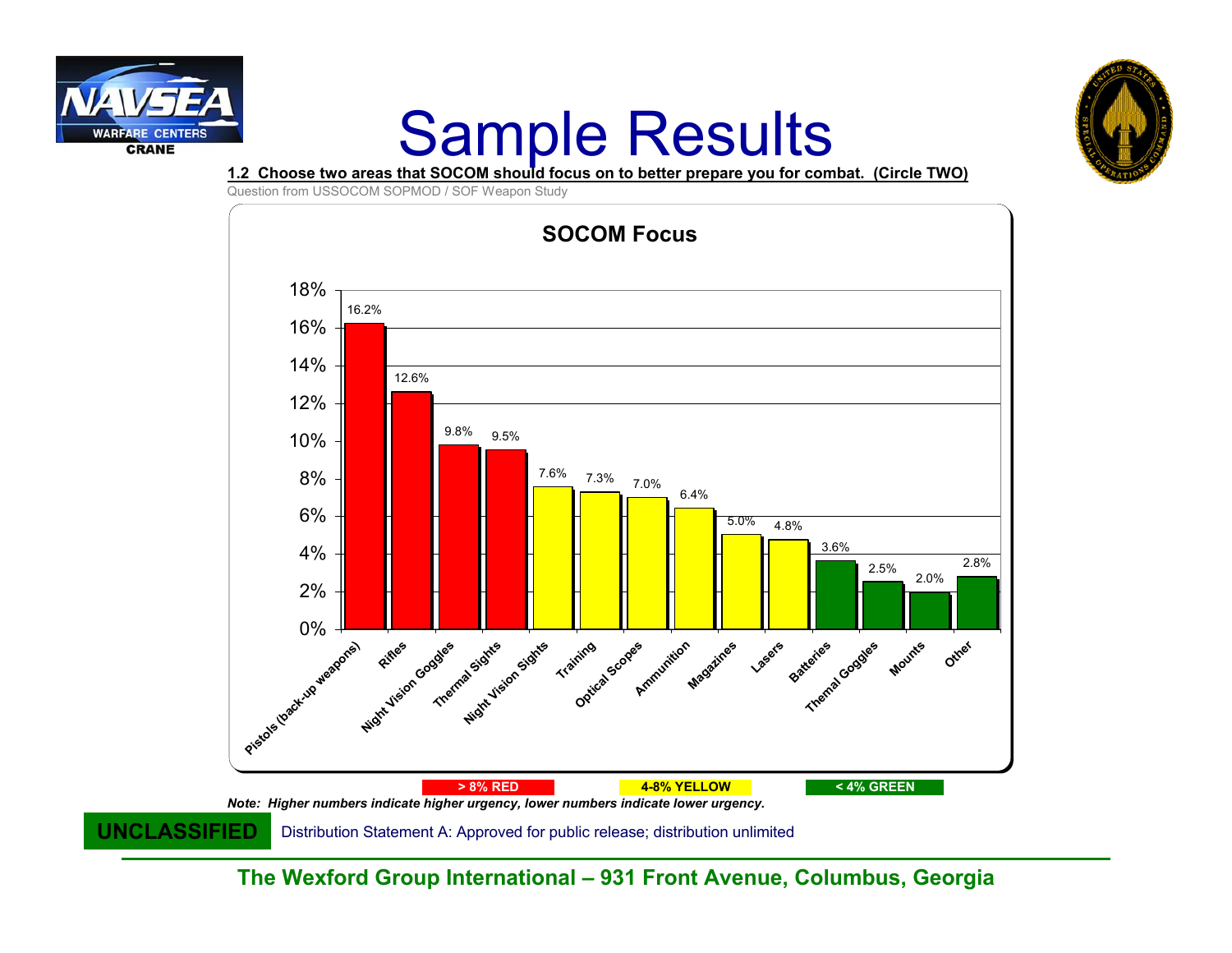# Sample Results

**1.2 Choose two areas that SOCOM should focus on to better prepare you for combat. (Circle TWO)**

Question from USSOCOM SOPMOD / SOF Weapon Study

**SOCOM Focus**

| Area | Percentage |
| --- | --- |
| Pistols (back-up weapons) | 16.2% |
| Rifles | 12.6% |
| Night Vision Goggles | 9.8% |
| Thermal Sights | 9.5% |
| Night Vision Sights | 7.6% |
| Training | 7.3% |
| Optical Scopes | 7.0% |
| Ammunition | 6.4% |
| Magazines | 5.0% |
| Lasers | 4.8% |
| Batteries | 3.6% |
| Themal Goggles | 2.5% |
| Mounts | 2.0% |
| Other | 2.8% |

**> 8% RED** | **4-8% YELLOW** | **< 4% GREEN**

***Note: Higher numbers indicate higher urgency, lower numbers indicate lower urgency.***

**UNCLASSIFIED** Distribution Statement A: Approved for public release; distribution unlimited

**The Wexford Group International – 931 Front Avenue, Columbus, Georgia**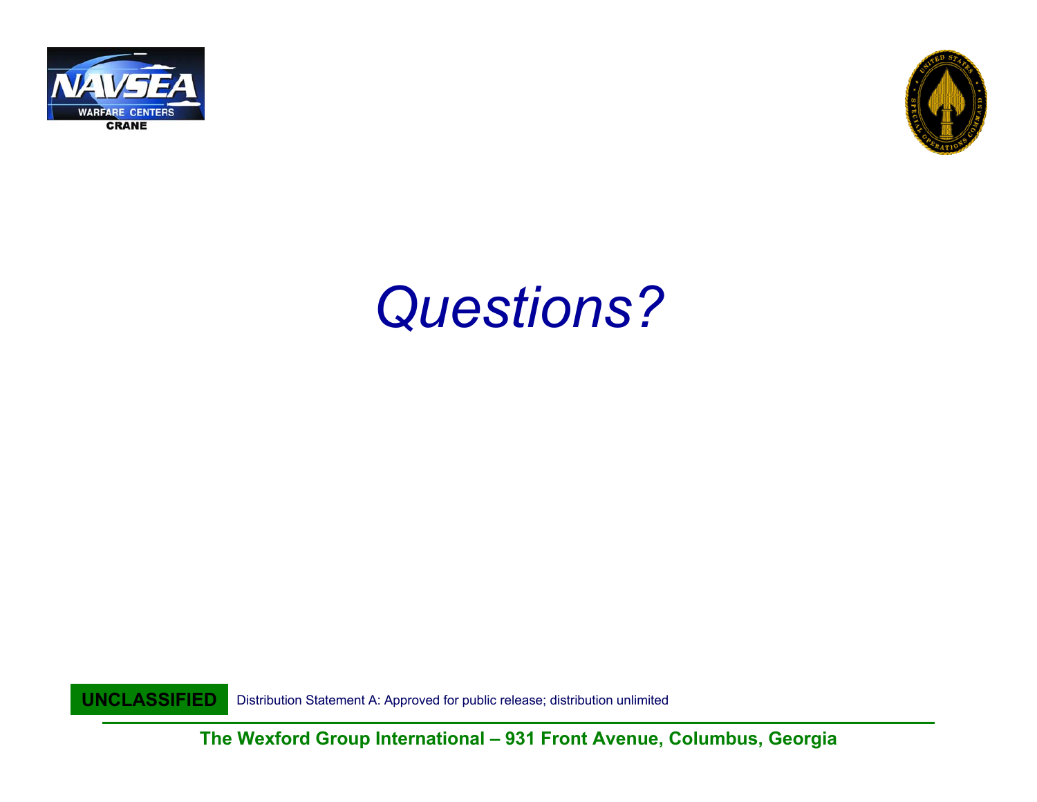# *Questions?*

**UNCLASSIFIED** Distribution Statement A: Approved for public release; distribution unlimited

**The Wexford Group International – 931 Front Avenue, Columbus, Georgia**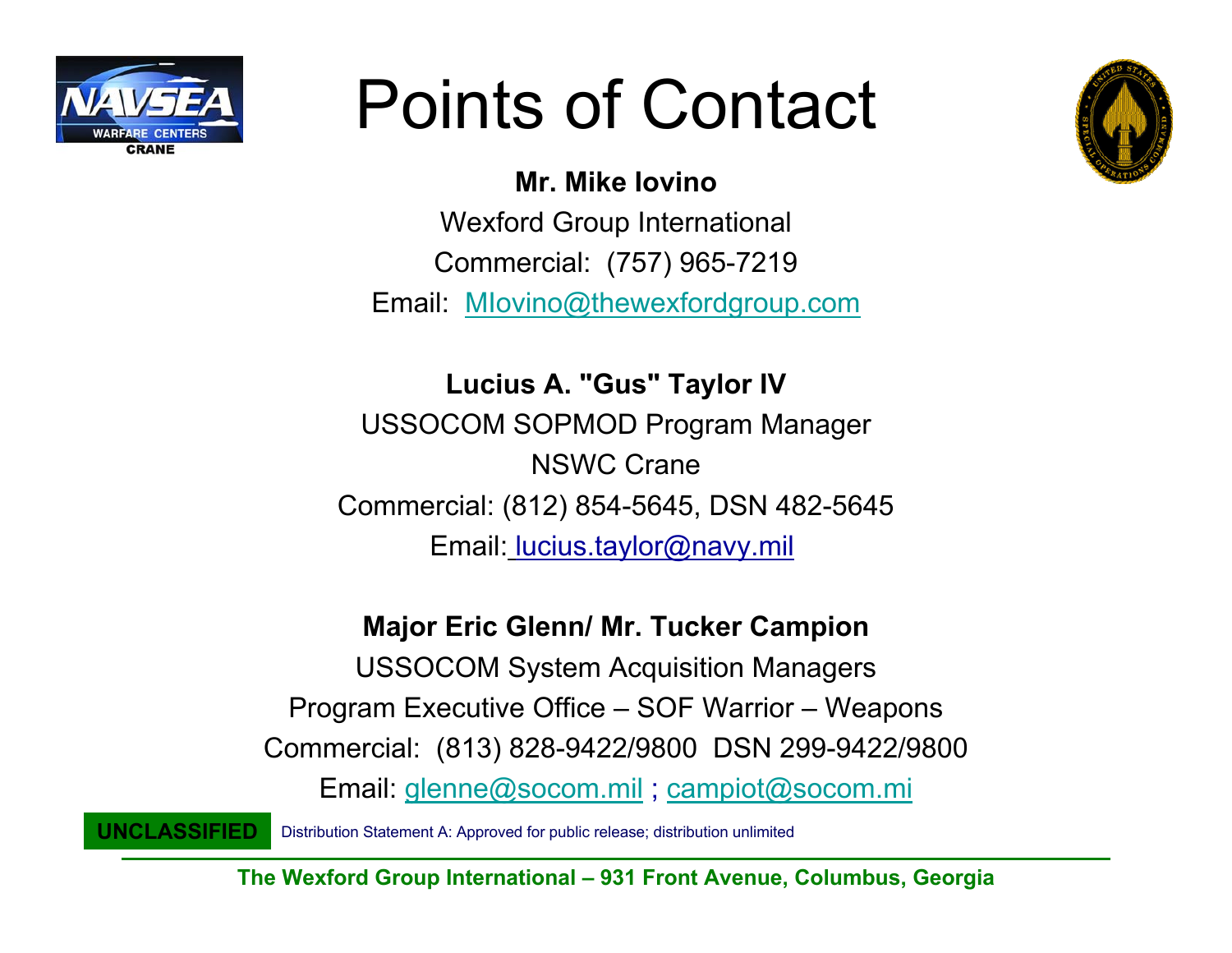# Points of Contact

**Mr. Mike Iovino**

Wexford Group International

Commercial: (757) 965-7219

Email: MIovino@thewexfordgroup.com

**Lucius A. "Gus" Taylor IV**

USSOCOM SOPMOD Program Manager

NSWC Crane

Commercial: (812) 854-5645, DSN 482-5645

Email: lucius.taylor@navy.mil

**Major Eric Glenn/ Mr. Tucker Campion**

USSOCOM System Acquisition Managers

Program Executive Office – SOF Warrior – Weapons

Commercial: (813) 828-9422/9800 DSN 299-9422/9800

Email: glenne@socom.mil ; campiot@socom.mi

**UNCLASSIFIED** Distribution Statement A: Approved for public release; distribution unlimited

**The Wexford Group International – 931 Front Avenue, Columbus, Georgia**